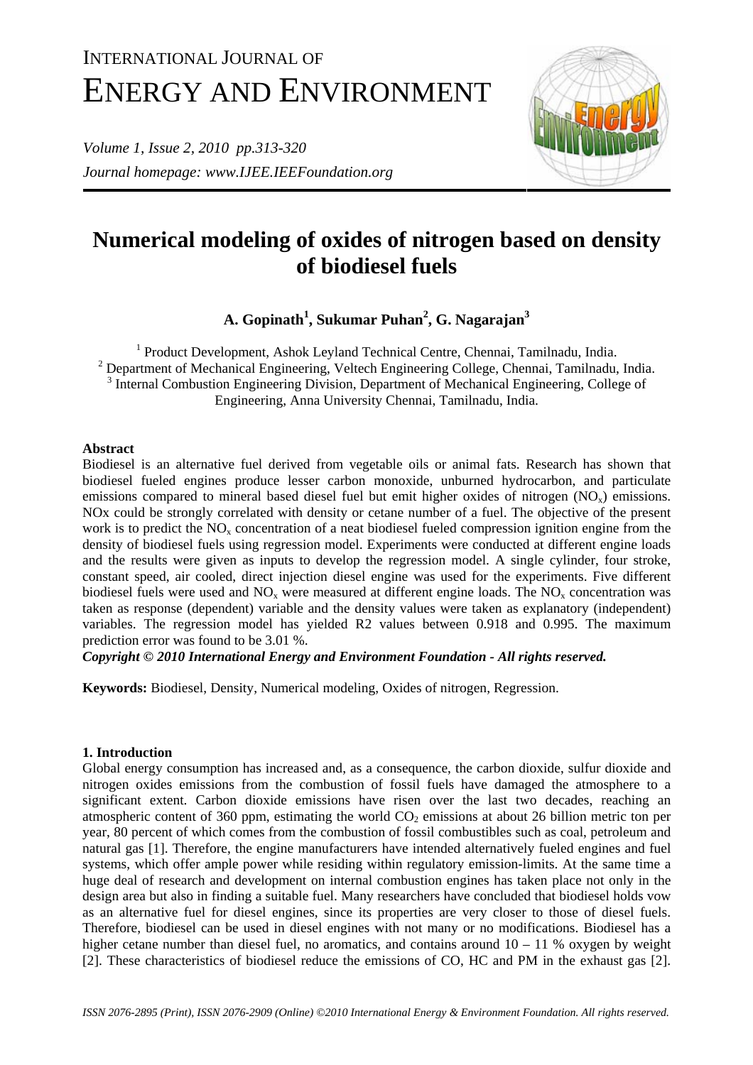# INTERNATIONAL JOURNAL OF ENERGY AND ENVIRONMENT

*Journal homepage: www.IJEE.IEEFoundation.org*

# Numerical modeling of oxides of nitrogen based on density of biodiesel fuels

**A. Gopinath[1], Sukumar Puhan[2], G. Nagarajan[3]**

[1] Product Development, Ashok Leyland Technical Centre, Chennai, Tamilnadu, India.
[2] Department of Mechanical Engineering, Veltech Engineering College, Chennai, Tamilnadu, India.
[3] Internal Combustion Engineering Division, Department of Mechanical Engineering, College of Engineering, Anna University Chennai, Tamilnadu, India.

### Abstract

Biodiesel is an alternative fuel derived from vegetable oils or animal fats. Research has shown that biodiesel fueled engines produce lesser carbon monoxide, unburned hydrocarbon, and particulate emissions compared to mineral based diesel fuel but emit higher oxides of nitrogen ($NO_x$) emissions. NOx could be strongly correlated with density or cetane number of a fuel. The objective of the present work is to predict the $NO_x$ concentration of a neat biodiesel fueled compression ignition engine from the density of biodiesel fuels using regression model. Experiments were conducted at different engine loads and the results were given as inputs to develop the regression model. A single cylinder, four stroke, constant speed, air cooled, direct injection diesel engine was used for the experiments. Five different biodiesel fuels were used and $NO_x$ were measured at different engine loads. The $NO_x$ concentration was taken as response (dependent) variable and the density values were taken as explanatory (independent) variables. The regression model has yielded R2 values between 0.918 and 0.995. The maximum prediction error was found to be 3.01 %.

***Copyright © 2010 International Energy and Environment Foundation - All rights reserved.***

**Keywords:** Biodiesel, Density, Numerical modeling, Oxides of nitrogen, Regression.

### 1. Introduction

Global energy consumption has increased and, as a consequence, the carbon dioxide, sulfur dioxide and nitrogen oxides emissions from the combustion of fossil fuels have damaged the atmosphere to a significant extent. Carbon dioxide emissions have risen over the last two decades, reaching an atmospheric content of 360 ppm, estimating the world $CO_2$ emissions at about 26 billion metric ton per year, 80 percent of which comes from the combustion of fossil combustibles such as coal, petroleum and natural gas [1]. Therefore, the engine manufacturers have intended alternatively fueled engines and fuel systems, which offer ample power while residing within regulatory emission-limits. At the same time a huge deal of research and development on internal combustion engines has taken place not only in the design area but also in finding a suitable fuel. Many researchers have concluded that biodiesel holds vow as an alternative fuel for diesel engines, since its properties are very closer to those of diesel fuels. Therefore, biodiesel can be used in diesel engines with not many or no modifications. Biodiesel has a higher cetane number than diesel fuel, no aromatics, and contains around 10 – 11 % oxygen by weight [2]. These characteristics of biodiesel reduce the emissions of CO, HC and PM in the exhaust gas [2].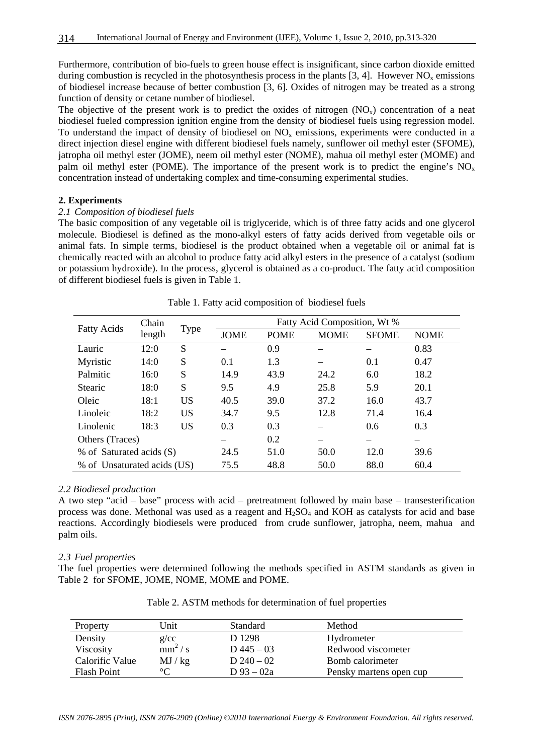Furthermore, contribution of bio-fuels to green house effect is insignificant, since carbon dioxide emitted during combustion is recycled in the photosynthesis process in the plants [3, 4]. However $NO_x$ emissions of biodiesel increase because of better combustion [3, 6]. Oxides of nitrogen may be treated as a strong function of density or cetane number of biodiesel.

The objective of the present work is to predict the oxides of nitrogen ($NO_x$) concentration of a neat biodiesel fueled compression ignition engine from the density of biodiesel fuels using regression model. To understand the impact of density of biodiesel on $NO_x$ emissions, experiments were conducted in a direct injection diesel engine with different biodiesel fuels namely, sunflower oil methyl ester (SFOME), jatropha oil methyl ester (JOME), neem oil methyl ester (NOME), mahua oil methyl ester (MOME) and palm oil methyl ester (POME). The importance of the present work is to predict the engine's $NO_x$ concentration instead of undertaking complex and time-consuming experimental studies.

## 2. Experiments

### *2.1 Composition of biodiesel fuels*

The basic composition of any vegetable oil is triglyceride, which is of three fatty acids and one glycerol molecule. Biodiesel is defined as the mono-alkyl esters of fatty acids derived from vegetable oils or animal fats. In simple terms, biodiesel is the product obtained when a vegetable oil or animal fat is chemically reacted with an alcohol to produce fatty acid alkyl esters in the presence of a catalyst (sodium or potassium hydroxide). In the process, glycerol is obtained as a co-product. The fatty acid composition of different biodiesel fuels is given in Table 1.

Table 1. Fatty acid composition of biodiesel fuels

| Fatty Acids | Chain length | Type | Fatty Acid Composition, Wt % | | | | |
|---|---|---|---|---|---|---|---|
| | | | JOME | POME | MOME | SFOME | NOME |
| Lauric | 12:0 | S | – | 0.9 | – | – | 0.83 |
| Myristic | 14:0 | S | 0.1 | 1.3 | – | 0.1 | 0.47 |
| Palmitic | 16:0 | S | 14.9 | 43.9 | 24.2 | 6.0 | 18.2 |
| Stearic | 18:0 | S | 9.5 | 4.9 | 25.8 | 5.9 | 20.1 |
| Oleic | 18:1 | US | 40.5 | 39.0 | 37.2 | 16.0 | 43.7 |
| Linoleic | 18:2 | US | 34.7 | 9.5 | 12.8 | 71.4 | 16.4 |
| Linolenic | 18:3 | US | 0.3 | 0.3 | – | 0.6 | 0.3 |
| Others (Traces) | | | – | 0.2 | – | – | – |
| % of Saturated acids (S) | | | 24.5 | 51.0 | 50.0 | 12.0 | 39.6 |
| % of Unsaturated acids (US) | | | 75.5 | 48.8 | 50.0 | 88.0 | 60.4 |

### *2.2 Biodiesel production*

A two step "acid – base" process with acid – pretreatment followed by main base – transesterification process was done. Methonal was used as a reagent and $H_2SO_4$ and KOH as catalysts for acid and base reactions. Accordingly biodiesels were produced from crude sunflower, jatropha, neem, mahua and palm oils.

### *2.3 Fuel properties*

The fuel properties were determined following the methods specified in ASTM standards as given in Table 2 for SFOME, JOME, NOME, MOME and POME.

Table 2. ASTM methods for determination of fuel properties

| Property | Unit | Standard | Method |
|---|---|---|---|
| Density | g/cc | D 1298 | Hydrometer |
| Viscosity | $mm^2$ / s | D 445 – 03 | Redwood viscometer |
| Calorific Value | MJ / kg | D 240 – 02 | Bomb calorimeter |
| Flash Point | °C | D 93 – 02a | Pensky martens open cup |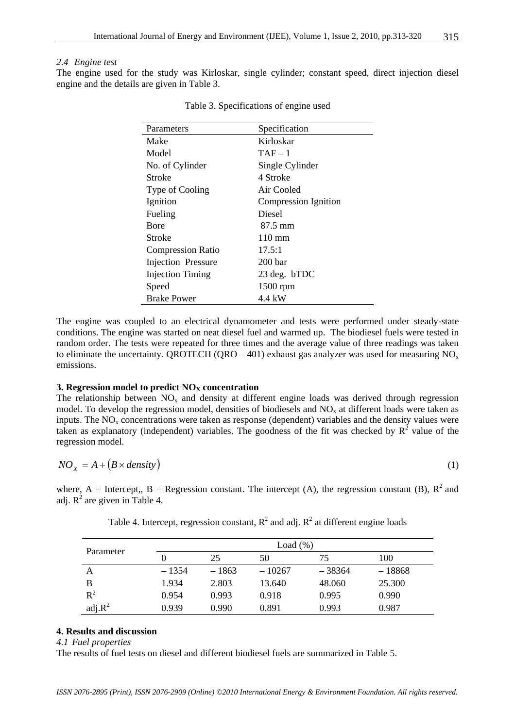*2.4 Engine test*

The engine used for the study was Kirloskar, single cylinder; constant speed, direct injection diesel engine and the details are given in Table 3.

Table 3. Specifications of engine used

| Parameters | Specification |
|---|---|
| Make | Kirloskar |
| Model | TAF – 1 |
| No. of Cylinder | Single Cylinder |
| Stroke | 4 Stroke |
| Type of Cooling | Air Cooled |
| Ignition | Compression Ignition |
| Fueling | Diesel |
| Bore | 87.5 mm |
| Stroke | 110 mm |
| Compression Ratio | 17.5:1 |
| Injection Pressure | 200 bar |
| Injection Timing | 23 deg. bTDC |
| Speed | 1500 rpm |
| Brake Power | 4.4 kW |

The engine was coupled to an electrical dynamometer and tests were performed under steady-state conditions. The engine was started on neat diesel fuel and warmed up. The biodiesel fuels were tested in random order. The tests were repeated for three times and the average value of three readings was taken to eliminate the uncertainty. QROTECH (QRO – 401) exhaust gas analyzer was used for measuring $NO_x$ emissions.

**3. Regression model to predict $NO_X$ concentration**

The relationship between $NO_x$ and density at different engine loads was derived through regression model. To develop the regression model, densities of biodiesels and $NO_x$ at different loads were taken as inputs. The $NO_x$ concentrations were taken as response (dependent) variables and the density values were taken as explanatory (independent) variables. The goodness of the fit was checked by $R^2$ value of the regression model.

$$NO_X = A + (B \times density) \tag{1}$$

where, A = Intercept,, B = Regression constant. The intercept (A), the regression constant (B), $R^2$ and adj. $R^2$ are given in Table 4.

Table 4. Intercept, regression constant, $R^2$ and adj. $R^2$ at different engine loads

| Parameter | Load (%) | | | | |
|---|---|---|---|---|---|
| | 0 | 25 | 50 | 75 | 100 |
| A | – 1354 | – 1863 | – 10267 | – 38364 | – 18868 |
| B | 1.934 | 2.803 | 13.640 | 48.060 | 25.300 |
| $R^2$ | 0.954 | 0.993 | 0.918 | 0.995 | 0.990 |
| adj.$R^2$ | 0.939 | 0.990 | 0.891 | 0.993 | 0.987 |

**4. Results and discussion**

*4.1 Fuel properties*

The results of fuel tests on diesel and different biodiesel fuels are summarized in Table 5.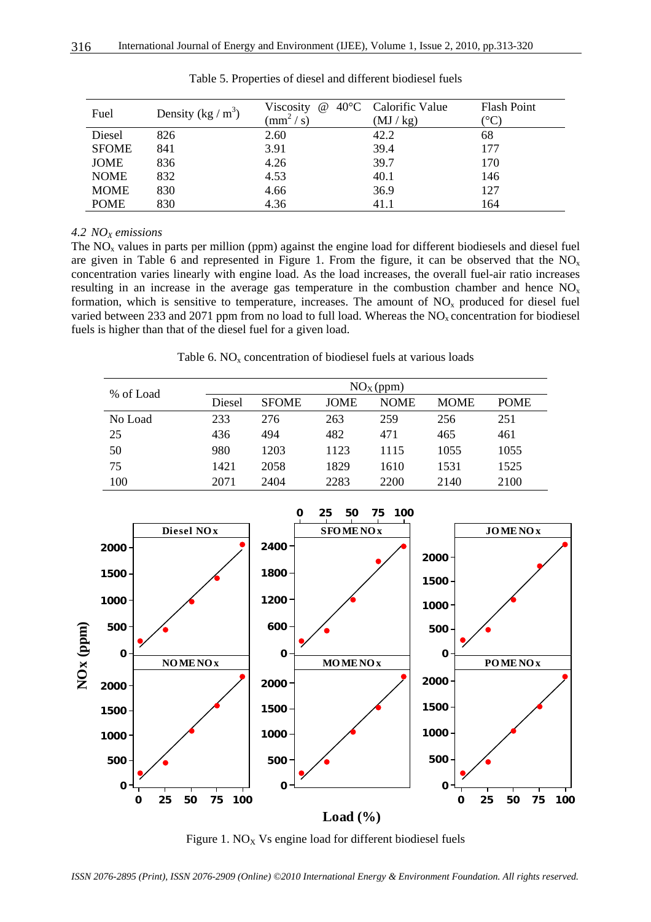Table 5. Properties of diesel and different biodiesel fuels

| Fuel | Density (kg / $m^3$) | Viscosity @ 40°C ($mm^2$ / s) | Calorific Value (MJ / kg) | Flash Point (°C) |
|---|---|---|---|---|
| Diesel | 826 | 2.60 | 42.2 | 68 |
| SFOME | 841 | 3.91 | 39.4 | 177 |
| JOME | 836 | 4.26 | 39.7 | 170 |
| NOME | 832 | 4.53 | 40.1 | 146 |
| MOME | 830 | 4.66 | 36.9 | 127 |
| POME | 830 | 4.36 | 41.1 | 164 |

### *4.2 $NO_X$ emissions*

The $NO_x$ values in parts per million (ppm) against the engine load for different biodiesels and diesel fuel are given in Table 6 and represented in Figure 1. From the figure, it can be observed that the $NO_x$ concentration varies linearly with engine load. As the load increases, the overall fuel-air ratio increases resulting in an increase in the average gas temperature in the combustion chamber and hence $NO_x$ formation, which is sensitive to temperature, increases. The amount of $NO_x$ produced for diesel fuel varied between 233 and 2071 ppm from no load to full load. Whereas the $NO_x$ concentration for biodiesel fuels is higher than that of the diesel fuel for a given load.

Table 6. $NO_x$ concentration of biodiesel fuels at various loads

| % of Load | $NO_X$ (ppm) | | | | | |
|---|---|---|---|---|---|---|
| | Diesel | SFOME | JOME | NOME | MOME | POME |
| No Load | 233 | 276 | 263 | 259 | 256 | 251 |
| 25 | 436 | 494 | 482 | 471 | 465 | 461 |
| 50 | 980 | 1203 | 1123 | 1115 | 1055 | 1055 |
| 75 | 1421 | 2058 | 1829 | 1610 | 1531 | 1525 |
| 100 | 2071 | 2404 | 2283 | 2200 | 2140 | 2100 |

Figure 1. $NO_X$ Vs engine load for different biodiesel fuels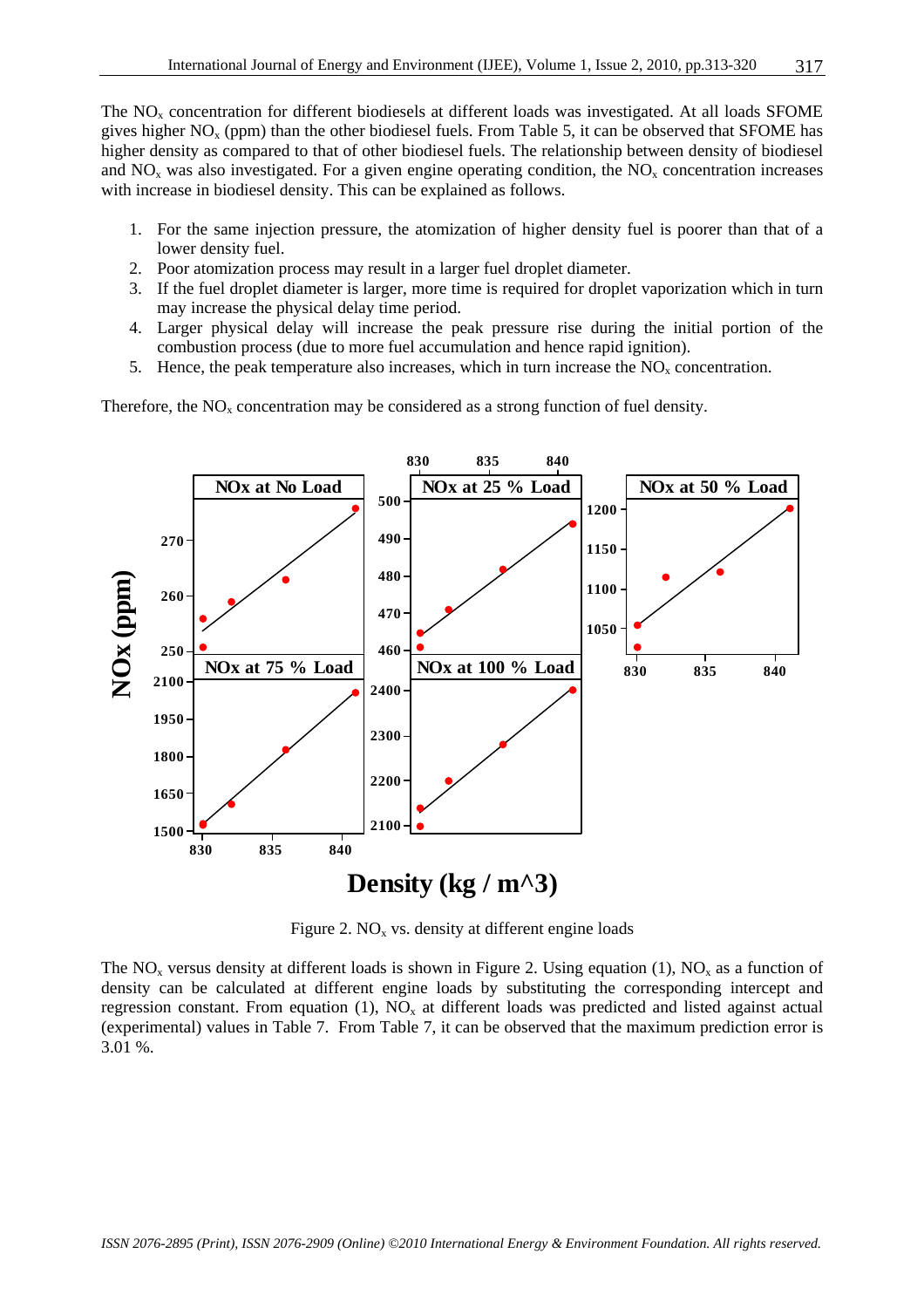The $NO_x$ concentration for different biodiesels at different loads was investigated. At all loads SFOME gives higher $NO_x$ (ppm) than the other biodiesel fuels. From Table 5, it can be observed that SFOME has higher density as compared to that of other biodiesel fuels. The relationship between density of biodiesel and $NO_x$ was also investigated. For a given engine operating condition, the $NO_x$ concentration increases with increase in biodiesel density. This can be explained as follows.

1. For the same injection pressure, the atomization of higher density fuel is poorer than that of a lower density fuel.
2. Poor atomization process may result in a larger fuel droplet diameter.
3. If the fuel droplet diameter is larger, more time is required for droplet vaporization which in turn may increase the physical delay time period.
4. Larger physical delay will increase the peak pressure rise during the initial portion of the combustion process (due to more fuel accumulation and hence rapid ignition).
5. Hence, the peak temperature also increases, which in turn increase the $NO_x$ concentration.

Therefore, the $NO_x$ concentration may be considered as a strong function of fuel density.

Figure 2. $NO_x$ vs. density at different engine loads

The $NO_x$ versus density at different loads is shown in Figure 2. Using equation (1), $NO_x$ as a function of density can be calculated at different engine loads by substituting the corresponding intercept and regression constant. From equation (1), $NO_x$ at different loads was predicted and listed against actual (experimental) values in Table 7. From Table 7, it can be observed that the maximum prediction error is 3.01 %.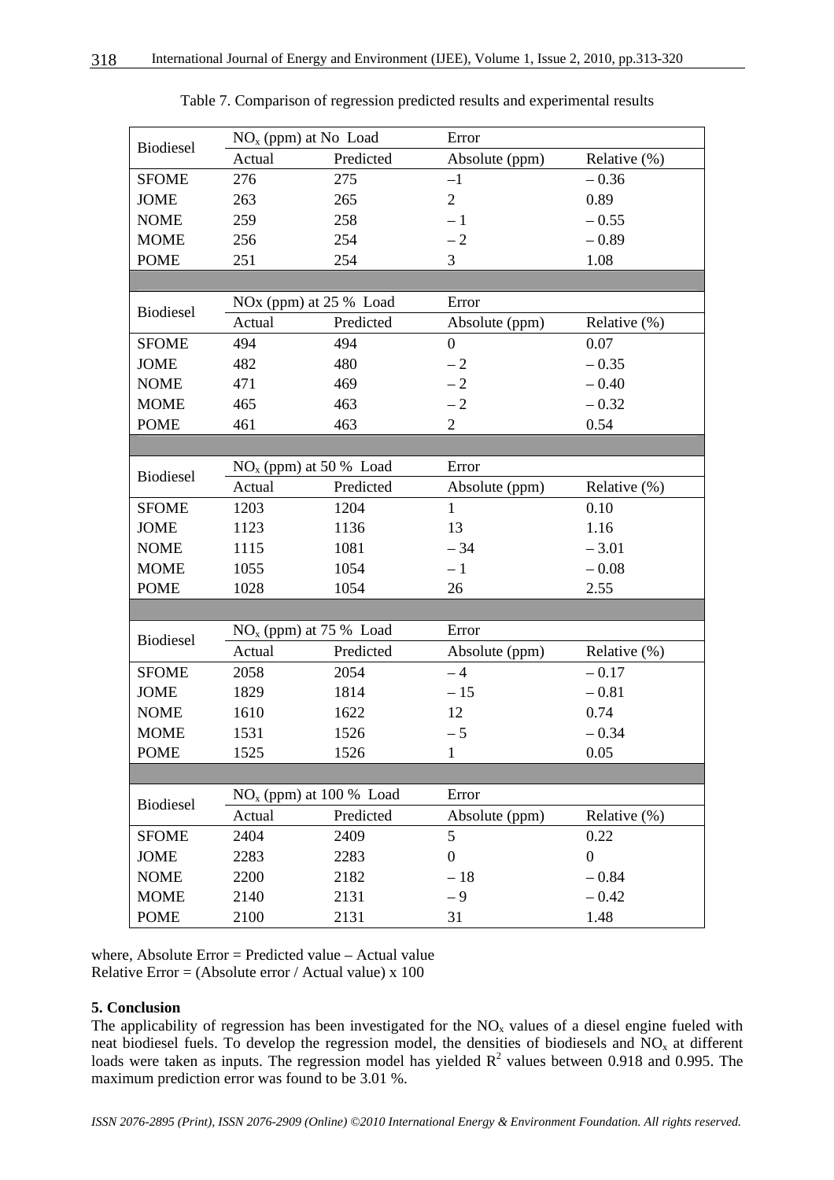Table 7. Comparison of regression predicted results and experimental results

| Biodiesel | $NO_x$ (ppm) at No Load | | Error | |
|---|---|---|---|---|
| | Actual | Predicted | Absolute (ppm) | Relative (%) |
| SFOME | 276 | 275 | –1 | – 0.36 |
| JOME | 263 | 265 | 2 | 0.89 |
| NOME | 259 | 258 | – 1 | – 0.55 |
| MOME | 256 | 254 | – 2 | – 0.89 |
| POME | 251 | 254 | 3 | 1.08 |
| | | | | |
| Biodiesel | NOx (ppm) at 25 % Load | | Error | |
| | Actual | Predicted | Absolute (ppm) | Relative (%) |
| SFOME | 494 | 494 | 0 | 0.07 |
| JOME | 482 | 480 | – 2 | – 0.35 |
| NOME | 471 | 469 | – 2 | – 0.40 |
| MOME | 465 | 463 | – 2 | – 0.32 |
| POME | 461 | 463 | 2 | 0.54 |
| | | | | |
| Biodiesel | $NO_x$ (ppm) at 50 % Load | | Error | |
| | Actual | Predicted | Absolute (ppm) | Relative (%) |
| SFOME | 1203 | 1204 | 1 | 0.10 |
| JOME | 1123 | 1136 | 13 | 1.16 |
| NOME | 1115 | 1081 | – 34 | – 3.01 |
| MOME | 1055 | 1054 | – 1 | – 0.08 |
| POME | 1028 | 1054 | 26 | 2.55 |
| | | | | |
| Biodiesel | $NO_x$ (ppm) at 75 % Load | | Error | |
| | Actual | Predicted | Absolute (ppm) | Relative (%) |
| SFOME | 2058 | 2054 | – 4 | – 0.17 |
| JOME | 1829 | 1814 | – 15 | – 0.81 |
| NOME | 1610 | 1622 | 12 | 0.74 |
| MOME | 1531 | 1526 | – 5 | – 0.34 |
| POME | 1525 | 1526 | 1 | 0.05 |
| | | | | |
| Biodiesel | $NO_x$ (ppm) at 100 % Load | | Error | |
| | Actual | Predicted | Absolute (ppm) | Relative (%) |
| SFOME | 2404 | 2409 | 5 | 0.22 |
| JOME | 2283 | 2283 | 0 | 0 |
| NOME | 2200 | 2182 | – 18 | – 0.84 |
| MOME | 2140 | 2131 | – 9 | – 0.42 |
| POME | 2100 | 2131 | 31 | 1.48 |

where, Absolute Error = Predicted value – Actual value
Relative Error = (Absolute error / Actual value) x 100

**5. Conclusion**

The applicability of regression has been investigated for the $NO_x$ values of a diesel engine fueled with neat biodiesel fuels. To develop the regression model, the densities of biodiesels and $NO_x$ at different loads were taken as inputs. The regression model has yielded $R^2$ values between 0.918 and 0.995. The maximum prediction error was found to be 3.01 %.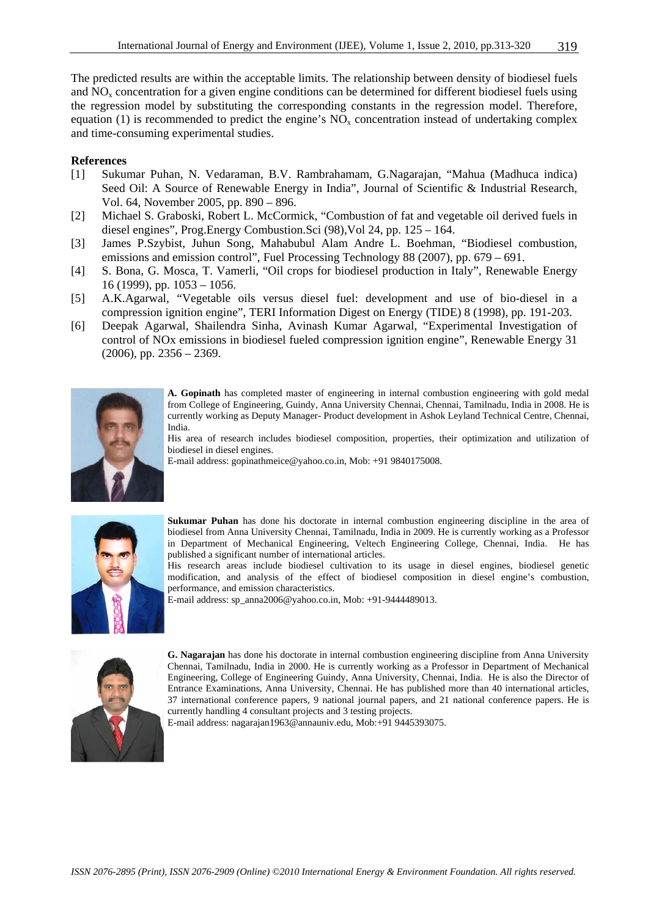The predicted results are within the acceptable limits. The relationship between density of biodiesel fuels and $NO_x$ concentration for a given engine conditions can be determined for different biodiesel fuels using the regression model by substituting the corresponding constants in the regression model. Therefore, equation (1) is recommended to predict the engine's $NO_x$ concentration instead of undertaking complex and time-consuming experimental studies.

**References**

[1] Sukumar Puhan, N. Vedaraman, B.V. Rambrahamam, G.Nagarajan, "Mahua (Madhuca indica) Seed Oil: A Source of Renewable Energy in India", Journal of Scientific & Industrial Research, Vol. 64, November 2005, pp. 890 – 896.

[2] Michael S. Graboski, Robert L. McCormick, "Combustion of fat and vegetable oil derived fuels in diesel engines", Prog.Energy Combustion.Sci (98),Vol 24, pp. 125 – 164.

[3] James P.Szybist, Juhun Song, Mahabubul Alam Andre L. Boehman, "Biodiesel combustion, emissions and emission control", Fuel Processing Technology 88 (2007), pp. 679 – 691.

[4] S. Bona, G. Mosca, T. Vamerli, "Oil crops for biodiesel production in Italy", Renewable Energy 16 (1999), pp. 1053 – 1056.

[5] A.K.Agarwal, "Vegetable oils versus diesel fuel: development and use of bio-diesel in a compression ignition engine", TERI Information Digest on Energy (TIDE) 8 (1998), pp. 191-203.

[6] Deepak Agarwal, Shailendra Sinha, Avinash Kumar Agarwal, "Experimental Investigation of control of NOx emissions in biodiesel fueled compression ignition engine", Renewable Energy 31 (2006), pp. 2356 – 2369.

**A. Gopinath** has completed master of engineering in internal combustion engineering with gold medal from College of Engineering, Guindy, Anna University Chennai, Chennai, Tamilnadu, India in 2008. He is currently working as Deputy Manager- Product development in Ashok Leyland Technical Centre, Chennai, India.
His area of research includes biodiesel composition, properties, their optimization and utilization of biodiesel in diesel engines.
E-mail address: gopinathmeice@yahoo.co.in, Mob: +91 9840175008.

**Sukumar Puhan** has done his doctorate in internal combustion engineering discipline in the area of biodiesel from Anna University Chennai, Tamilnadu, India in 2009. He is currently working as a Professor in Department of Mechanical Engineering, Veltech Engineering College, Chennai, India. He has published a significant number of international articles.
His research areas include biodiesel cultivation to its usage in diesel engines, biodiesel genetic modification, and analysis of the effect of biodiesel composition in diesel engine's combustion, performance, and emission characteristics.
E-mail address: sp_anna2006@yahoo.co.in, Mob: +91-9444489013.

**G. Nagarajan** has done his doctorate in internal combustion engineering discipline from Anna University Chennai, Tamilnadu, India in 2000. He is currently working as a Professor in Department of Mechanical Engineering, College of Engineering Guindy, Anna University, Chennai, India. He is also the Director of Entrance Examinations, Anna University, Chennai. He has published more than 40 international articles, 37 international conference papers, 9 national journal papers, and 21 national conference papers. He is currently handling 4 consultant projects and 3 testing projects.
E-mail address: nagarajan1963@annauniv.edu, Mob:+91 9445393075.